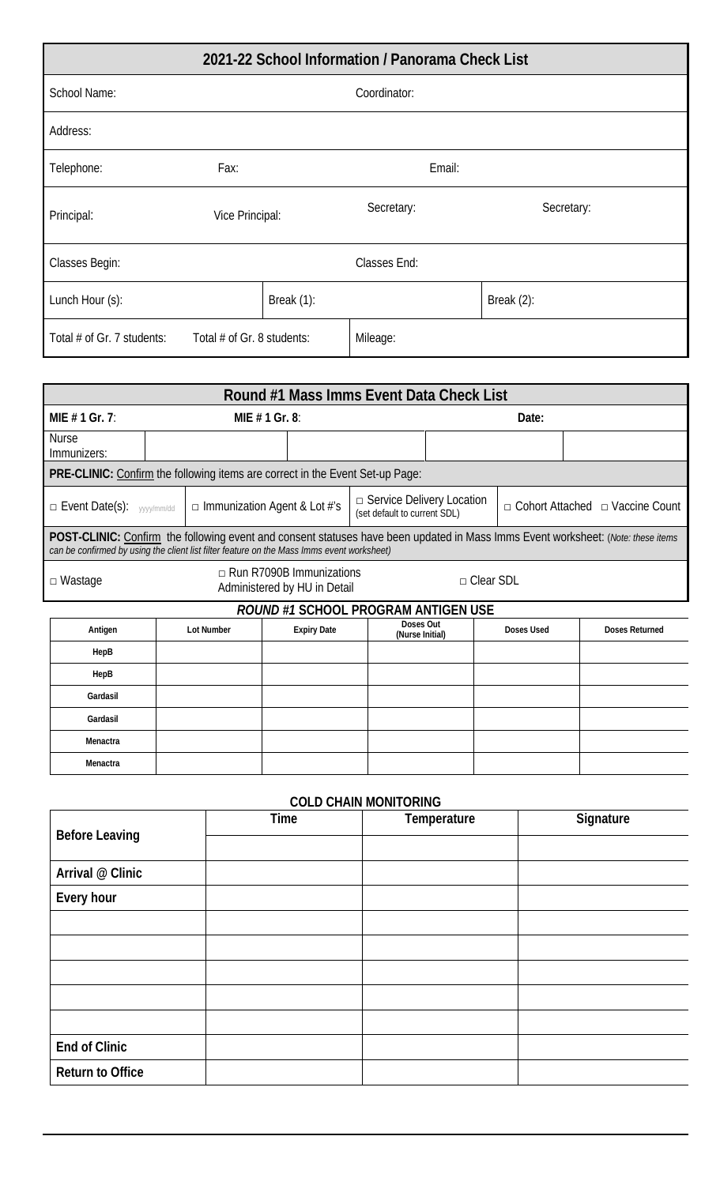## 2021-22 School Information / Panorama Check List

| | | | |
|---|---|---|---|
| School Name: | | Coordinator: | |
| Address: | | | |
| Telephone: | Fax: | Email: | |
| Principal: | Vice Principal: | Secretary: | Secretary: |
| Classes Begin: | | Classes End: | |
| Lunch Hour (s): | Break (1): | | Break (2): |
| Total # of Gr. 7 students: | Total # of Gr. 8 students: | Mileage: | |

## Round #1 Mass Imms Event Data Check List

| | | | | | |
|---|---|---|---|---|---|
| **MIE # 1 Gr. 7**: | | **MIE # 1 Gr. 8**: | | **Date:** | |
| Nurse Immunizers: | | | | | |

**PRE-CLINIC:** Confirm the following items are correct in the Event Set-up Page:

- □ Event Date(s): yyyy/mm/dd
- □ Immunization Agent & Lot #'s
- □ Service Delivery Location (set default to current SDL)
- □ Cohort Attached
- □ Vaccine Count

**POST-CLINIC:** Confirm the following event and consent statuses have been updated in Mass Imms Event worksheet: (*Note: these items can be confirmed by using the client list filter feature on the Mass Imms event worksheet)*

- □ Wastage
- □ Run R7090B Immunizations Administered by HU in Detail
- □ Clear SDL

### *ROUND #1* SCHOOL PROGRAM ANTIGEN USE

| Antigen | Lot Number | Expiry Date | Doses Out (Nurse Initial) | Doses Used | Doses Returned |
|---|---|---|---|---|---|
| HepB | | | | | |
| HepB | | | | | |
| Gardasil | | | | | |
| Gardasil | | | | | |
| Menactra | | | | | |
| Menactra | | | | | |

### COLD CHAIN MONITORING

| | Time | Temperature | Signature |
|---|---|---|---|
| **Before Leaving** | | | |
| **Arrival @ Clinic** | | | |
| **Every hour** | | | |
| | | | |
| | | | |
| | | | |
| | | | |
| | | | |
| **End of Clinic** | | | |
| **Return to Office** | | | |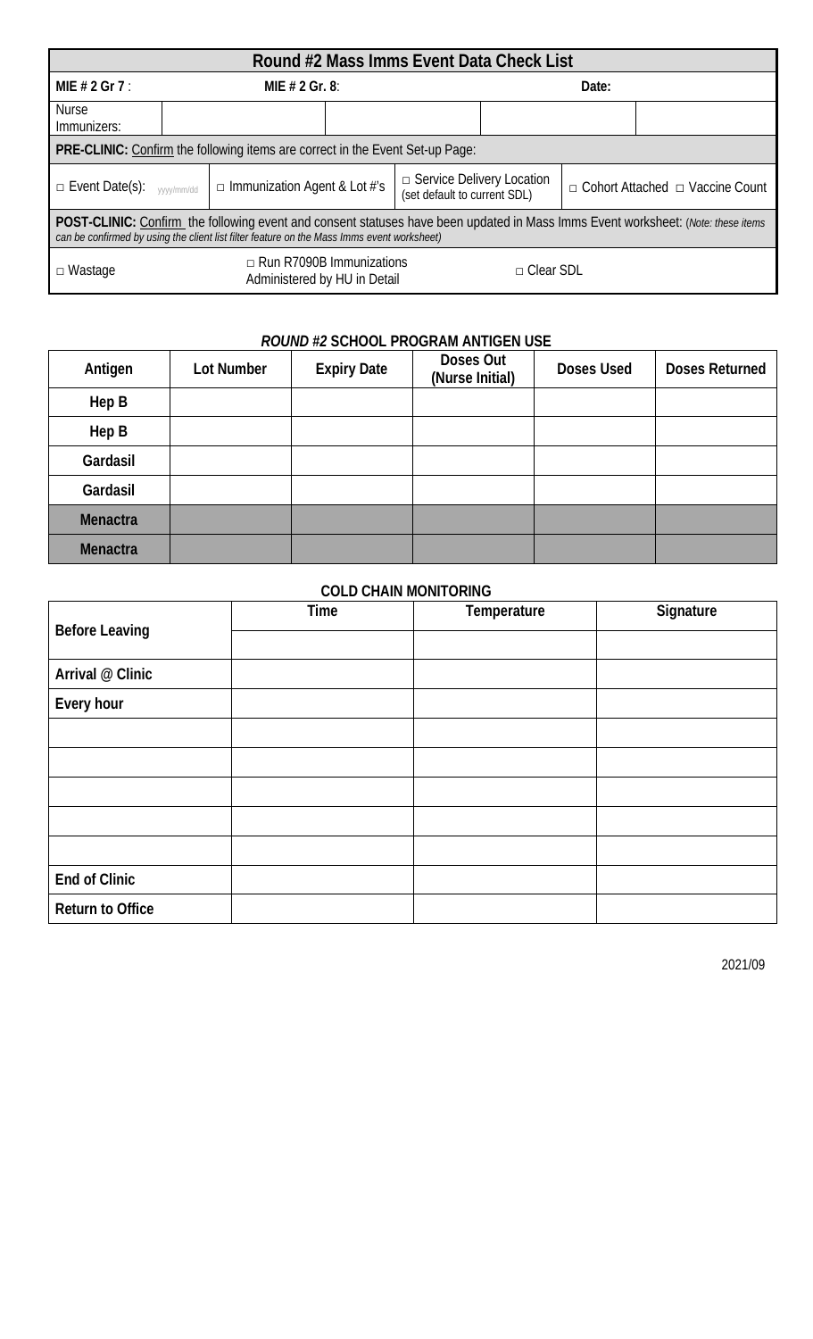| Round #2 Mass Imms Event Data Check List | | | | | |
| --- | --- | --- | --- | --- | --- |
| MIE # 2 Gr 7 : | MIE # 2 Gr. 8: | | | Date: | |
| Nurse Immunizers: | | | | | |
| PRE-CLINIC: Confirm the following items are correct in the Event Set-up Page: | | | | | |
| □ Event Date(s): yyyy/mm/dd | □ Immunization Agent & Lot #'s | | □ Service Delivery Location (set default to current SDL) | □ Cohort Attached □ Vaccine Count | |
| POST-CLINIC: Confirm the following event and consent statuses have been updated in Mass Imms Event worksheet: (Note: these items can be confirmed by using the client list filter feature on the Mass Imms event worksheet) | | | | | |
| □ Wastage | □ Run R7090B Immunizations Administered by HU in Detail | | □ Clear SDL | | |

### *ROUND #2* SCHOOL PROGRAM ANTIGEN USE

| Antigen | Lot Number | Expiry Date | Doses Out (Nurse Initial) | Doses Used | Doses Returned |
| --- | --- | --- | --- | --- | --- |
| Hep B | | | | | |
| Hep B | | | | | |
| Gardasil | | | | | |
| Gardasil | | | | | |
| Menactra | | | | | |
| Menactra | | | | | |

### COLD CHAIN MONITORING

| | Time | Temperature | Signature |
| --- | --- | --- | --- |
| Before Leaving | | | |
| Arrival @ Clinic | | | |
| Every hour | | | |
| | | | |
| | | | |
| | | | |
| | | | |
| | | | |
| End of Clinic | | | |
| Return to Office | | | |

2021/09